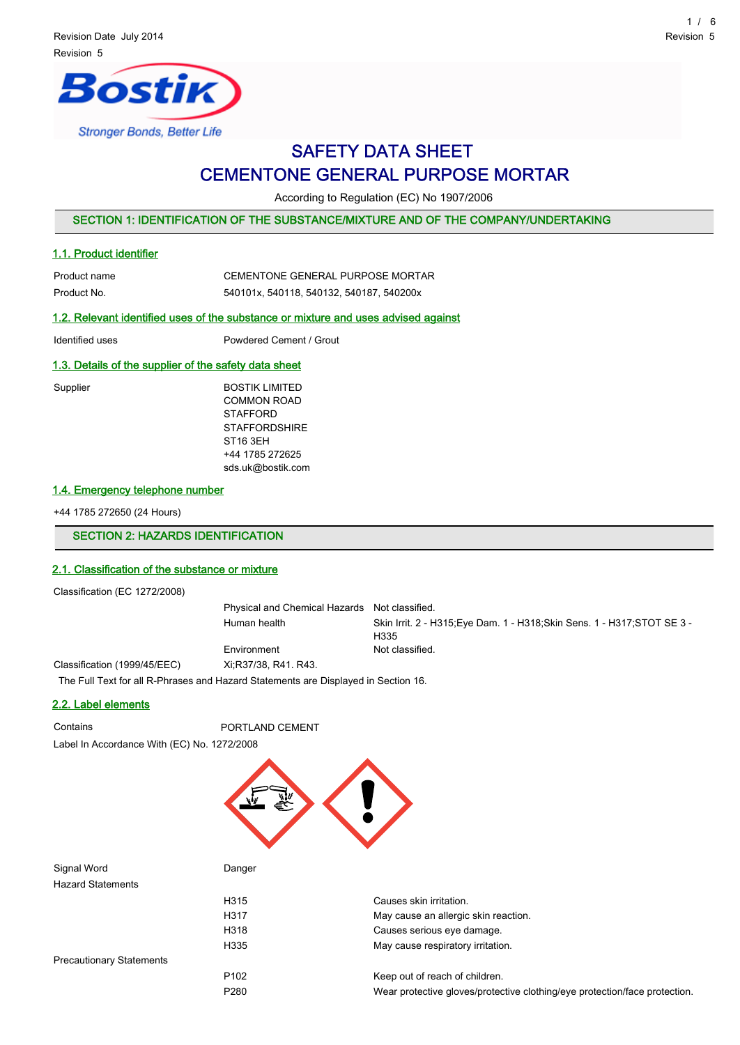Revision Date July 2014

Revision 5

Bostik

Stronger Bonds, Better Life

# SAFETY DATA SHEET
# CEMENTONE GENERAL PURPOSE MORTAR

According to Regulation (EC) No 1907/2006

## SECTION 1: IDENTIFICATION OF THE SUBSTANCE/MIXTURE AND OF THE COMPANY/UNDERTAKING

### 1.1. Product identifier

| | |
|---|---|
| Product name | CEMENTONE GENERAL PURPOSE MORTAR |
| Product No. | 540101x, 540118, 540132, 540187, 540200x |

### 1.2. Relevant identified uses of the substance or mixture and uses advised against

| | |
|---|---|
| Identified uses | Powdered Cement / Grout |

### 1.3. Details of the supplier of the safety data sheet

Supplier

BOSTIK LIMITED
COMMON ROAD
STAFFORD
STAFFORDSHIRE
ST16 3EH
+44 1785 272625
sds.uk@bostik.com

### 1.4. Emergency telephone number

+44 1785 272650 (24 Hours)

## SECTION 2: HAZARDS IDENTIFICATION

### 2.1. Classification of the substance or mixture

Classification (EC 1272/2008)

| | |
|---|---|
| Physical and Chemical Hazards | Not classified. |
| Human health | Skin Irrit. 2 - H315;Eye Dam. 1 - H318;Skin Sens. 1 - H317;STOT SE 3 - H335 |
| Environment | Not classified. |

Classification (1999/45/EEC) Xi;R37/38, R41. R43.

The Full Text for all R-Phrases and Hazard Statements are Displayed in Section 16.

### 2.2. Label elements

Contains PORTLAND CEMENT

Label In Accordance With (EC) No. 1272/2008

Signal Word Danger

Hazard Statements

| | |
|---|---|
| H315 | Causes skin irritation. |
| H317 | May cause an allergic skin reaction. |
| H318 | Causes serious eye damage. |
| H335 | May cause respiratory irritation. |

Precautionary Statements

| | |
|---|---|
| P102 | Keep out of reach of children. |
| P280 | Wear protective gloves/protective clothing/eye protection/face protection. |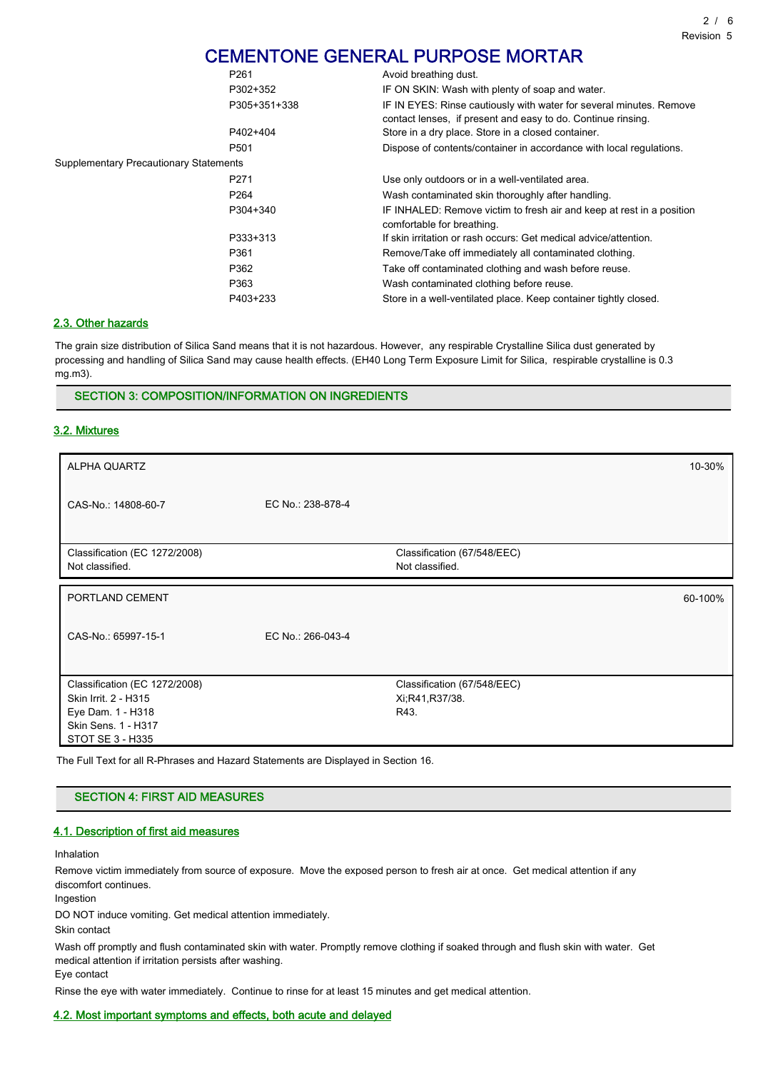# CEMENTONE GENERAL PURPOSE MORTAR

| | |
|---|---|
| P261 | Avoid breathing dust. |
| P302+352 | IF ON SKIN: Wash with plenty of soap and water. |
| P305+351+338 | IF IN EYES: Rinse cautiously with water for several minutes. Remove contact lenses, if present and easy to do. Continue rinsing. |
| P402+404 | Store in a dry place. Store in a closed container. |
| P501 | Dispose of contents/container in accordance with local regulations. |

Supplementary Precautionary Statements

| | |
|---|---|
| P271 | Use only outdoors or in a well-ventilated area. |
| P264 | Wash contaminated skin thoroughly after handling. |
| P304+340 | IF INHALED: Remove victim to fresh air and keep at rest in a position comfortable for breathing. |
| P333+313 | If skin irritation or rash occurs: Get medical advice/attention. |
| P361 | Remove/Take off immediately all contaminated clothing. |
| P362 | Take off contaminated clothing and wash before reuse. |
| P363 | Wash contaminated clothing before reuse. |
| P403+233 | Store in a well-ventilated place. Keep container tightly closed. |

### 2.3. Other hazards

The grain size distribution of Silica Sand means that it is not hazardous. However, any respirable Crystalline Silica dust generated by processing and handling of Silica Sand may cause health effects. (EH40 Long Term Exposure Limit for Silica, respirable crystalline is 0.3 mg.m3).

## SECTION 3: COMPOSITION/INFORMATION ON INGREDIENTS

### 3.2. Mixtures

| ALPHA QUARTZ | | 10-30% |
|---|---|---|
| CAS-No.: 14808-60-7 | EC No.: 238-878-4 | |
| Classification (EC 1272/2008)<br>Not classified. | Classification (67/548/EEC)<br>Not classified. | |

| PORTLAND CEMENT | | 60-100% |
|---|---|---|
| CAS-No.: 65997-15-1 | EC No.: 266-043-4 | |
| Classification (EC 1272/2008)<br>Skin Irrit. 2 - H315<br>Eye Dam. 1 - H318<br>Skin Sens. 1 - H317<br>STOT SE 3 - H335 | Classification (67/548/EEC)<br>Xi;R41,R37/38.<br>R43. | |

The Full Text for all R-Phrases and Hazard Statements are Displayed in Section 16.

## SECTION 4: FIRST AID MEASURES

### 4.1. Description of first aid measures

Inhalation

Remove victim immediately from source of exposure. Move the exposed person to fresh air at once. Get medical attention if any discomfort continues.

Ingestion

DO NOT induce vomiting. Get medical attention immediately.

Skin contact

Wash off promptly and flush contaminated skin with water. Promptly remove clothing if soaked through and flush skin with water. Get medical attention if irritation persists after washing.

Eye contact

Rinse the eye with water immediately. Continue to rinse for at least 15 minutes and get medical attention.

### 4.2. Most important symptoms and effects, both acute and delayed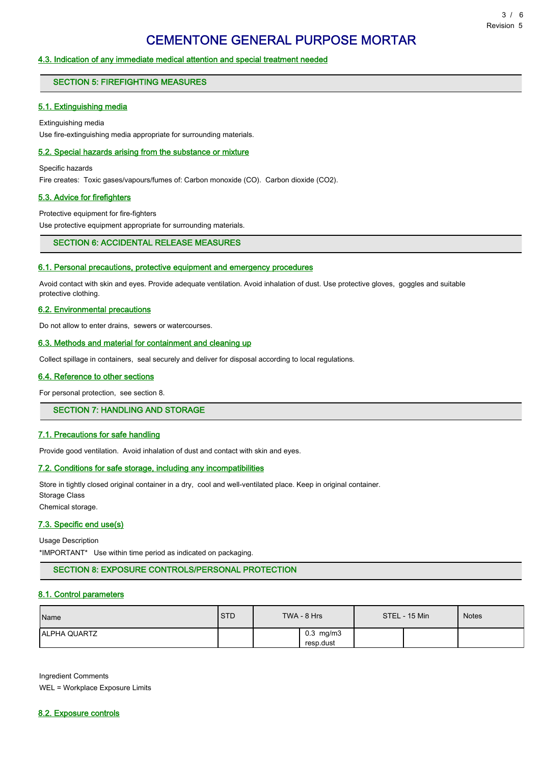# CEMENTONE GENERAL PURPOSE MORTAR

### 4.3. Indication of any immediate medical attention and special treatment needed

## SECTION 5: FIREFIGHTING MEASURES

### 5.1. Extinguishing media

Extinguishing media

Use fire-extinguishing media appropriate for surrounding materials.

### 5.2. Special hazards arising from the substance or mixture

Specific hazards

Fire creates: Toxic gases/vapours/fumes of: Carbon monoxide (CO). Carbon dioxide ($CO_2$).

### 5.3. Advice for firefighters

Protective equipment for fire-fighters

Use protective equipment appropriate for surrounding materials.

## SECTION 6: ACCIDENTAL RELEASE MEASURES

### 6.1. Personal precautions, protective equipment and emergency procedures

Avoid contact with skin and eyes. Provide adequate ventilation. Avoid inhalation of dust. Use protective gloves, goggles and suitable protective clothing.

### 6.2. Environmental precautions

Do not allow to enter drains, sewers or watercourses.

### 6.3. Methods and material for containment and cleaning up

Collect spillage in containers, seal securely and deliver for disposal according to local regulations.

### 6.4. Reference to other sections

For personal protection, see section 8.

## SECTION 7: HANDLING AND STORAGE

### 7.1. Precautions for safe handling

Provide good ventilation. Avoid inhalation of dust and contact with skin and eyes.

### 7.2. Conditions for safe storage, including any incompatibilities

Store in tightly closed original container in a dry, cool and well-ventilated place. Keep in original container.

Storage Class

Chemical storage.

### 7.3. Specific end use(s)

Usage Description

*IMPORTANT* Use within time period as indicated on packaging.

## SECTION 8: EXPOSURE CONTROLS/PERSONAL PROTECTION

### 8.1. Control parameters

| Name | STD | TWA - 8 Hrs | | STEL - 15 Min | | Notes |
|---|---|---|---|---|---|---|
| ALPHA QUARTZ | | | 0.3 mg/m3 resp.dust | | | |

Ingredient Comments

WEL = Workplace Exposure Limits

### 8.2. Exposure controls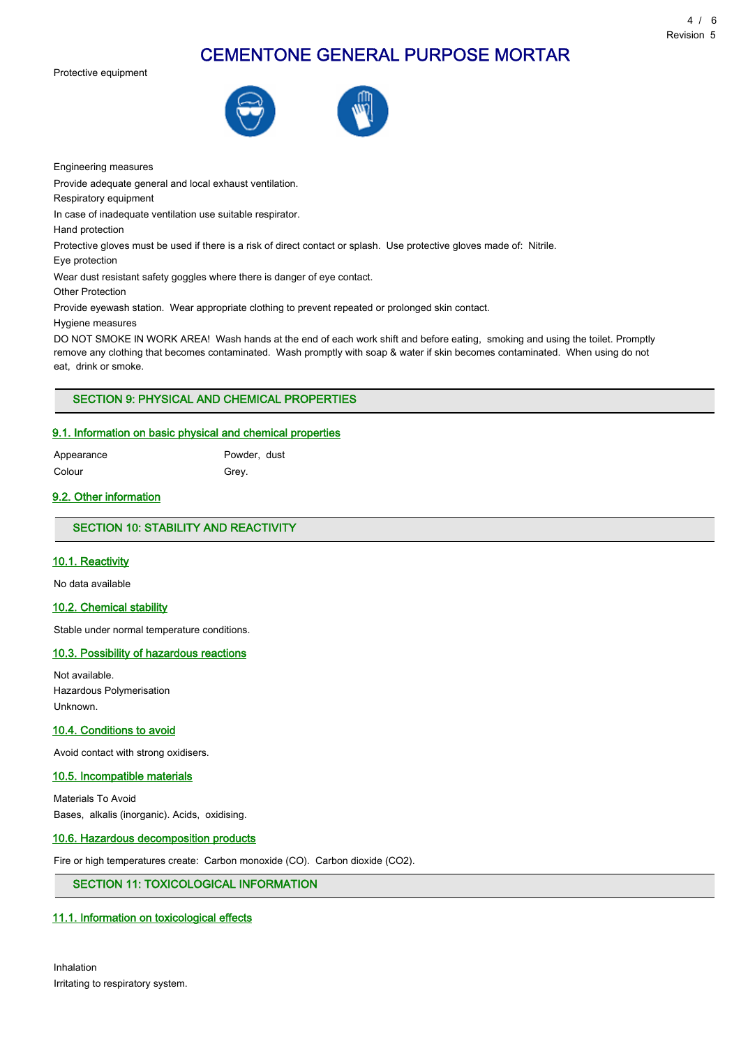Protective equipment

Engineering measures

Provide adequate general and local exhaust ventilation.

Respiratory equipment

In case of inadequate ventilation use suitable respirator.

Hand protection

Protective gloves must be used if there is a risk of direct contact or splash. Use protective gloves made of: Nitrile.

Eye protection

Wear dust resistant safety goggles where there is danger of eye contact.

Other Protection

Provide eyewash station. Wear appropriate clothing to prevent repeated or prolonged skin contact.

Hygiene measures

DO NOT SMOKE IN WORK AREA! Wash hands at the end of each work shift and before eating, smoking and using the toilet. Promptly remove any clothing that becomes contaminated. Wash promptly with soap & water if skin becomes contaminated. When using do not eat, drink or smoke.

## SECTION 9: PHYSICAL AND CHEMICAL PROPERTIES

### 9.1. Information on basic physical and chemical properties

| | |
|---|---|
| Appearance | Powder, dust |
| Colour | Grey. |

### 9.2. Other information

## SECTION 10: STABILITY AND REACTIVITY

### 10.1. Reactivity

No data available

### 10.2. Chemical stability

Stable under normal temperature conditions.

### 10.3. Possibility of hazardous reactions

Not available.

Hazardous Polymerisation

Unknown.

### 10.4. Conditions to avoid

Avoid contact with strong oxidisers.

### 10.5. Incompatible materials

Materials To Avoid

Bases, alkalis (inorganic). Acids, oxidising.

### 10.6. Hazardous decomposition products

Fire or high temperatures create: Carbon monoxide (CO). Carbon dioxide ($CO_2$).

## SECTION 11: TOXICOLOGICAL INFORMATION

### 11.1. Information on toxicological effects

Inhalation

Irritating to respiratory system.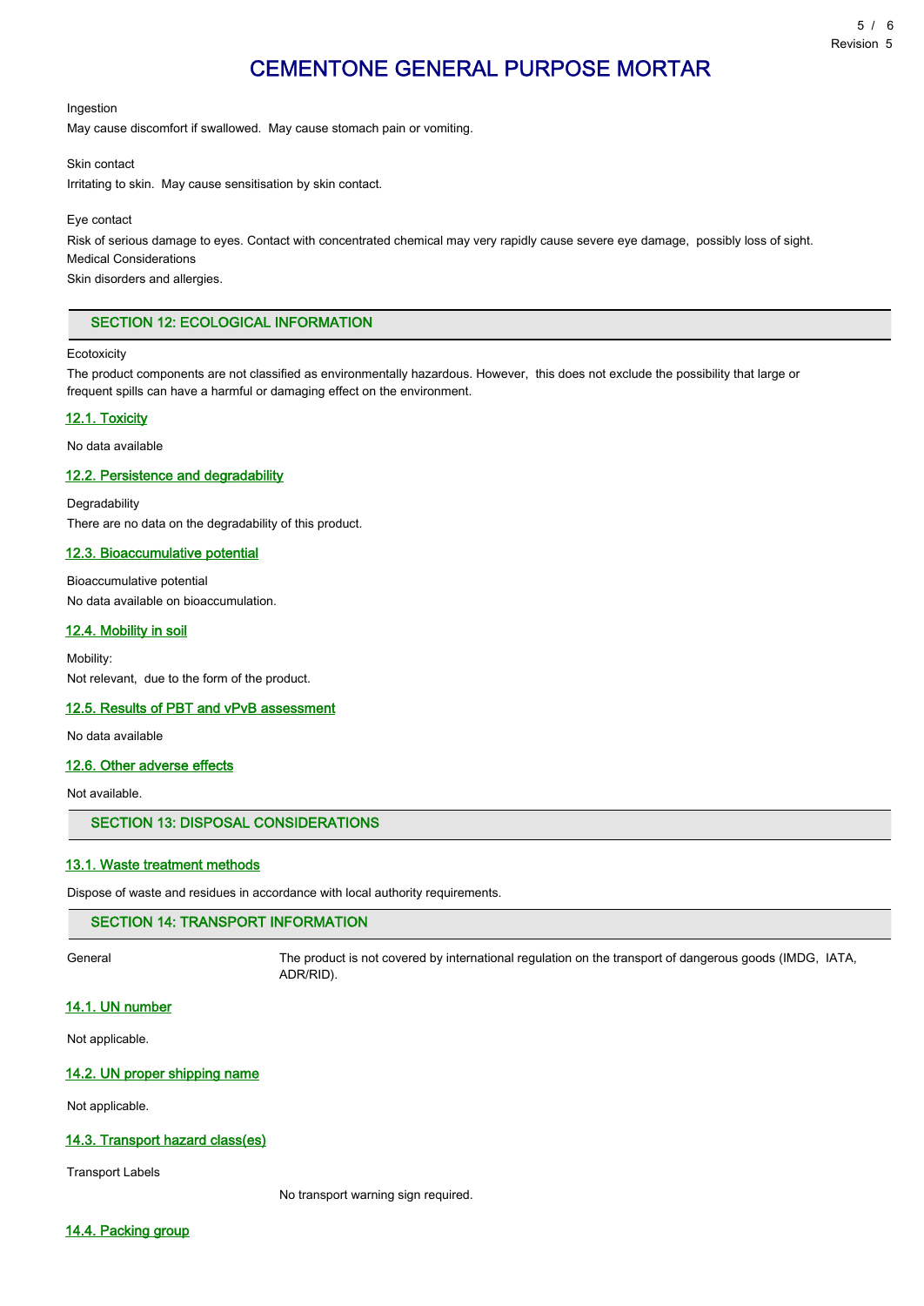Ingestion

May cause discomfort if swallowed.  May cause stomach pain or vomiting.

Skin contact

Irritating to skin.  May cause sensitisation by skin contact.

Eye contact

Risk of serious damage to eyes. Contact with concentrated chemical may very rapidly cause severe eye damage,  possibly loss of sight.

Medical Considerations

Skin disorders and allergies.

## SECTION 12: ECOLOGICAL INFORMATION

Ecotoxicity

The product components are not classified as environmentally hazardous. However,  this does not exclude the possibility that large or frequent spills can have a harmful or damaging effect on the environment.

### 12.1. Toxicity

No data available

### 12.2. Persistence and degradability

Degradability

There are no data on the degradability of this product.

### 12.3. Bioaccumulative potential

Bioaccumulative potential

No data available on bioaccumulation.

### 12.4. Mobility in soil

Mobility:

Not relevant,  due to the form of the product.

### 12.5. Results of PBT and vPvB assessment

No data available

### 12.6. Other adverse effects

Not available.

## SECTION 13: DISPOSAL CONSIDERATIONS

### 13.1. Waste treatment methods

Dispose of waste and residues in accordance with local authority requirements.

## SECTION 14: TRANSPORT INFORMATION

General — The product is not covered by international regulation on the transport of dangerous goods (IMDG,  IATA, ADR/RID).

### 14.1. UN number

Not applicable.

### 14.2. UN proper shipping name

Not applicable.

### 14.3. Transport hazard class(es)

Transport Labels

No transport warning sign required.

### 14.4. Packing group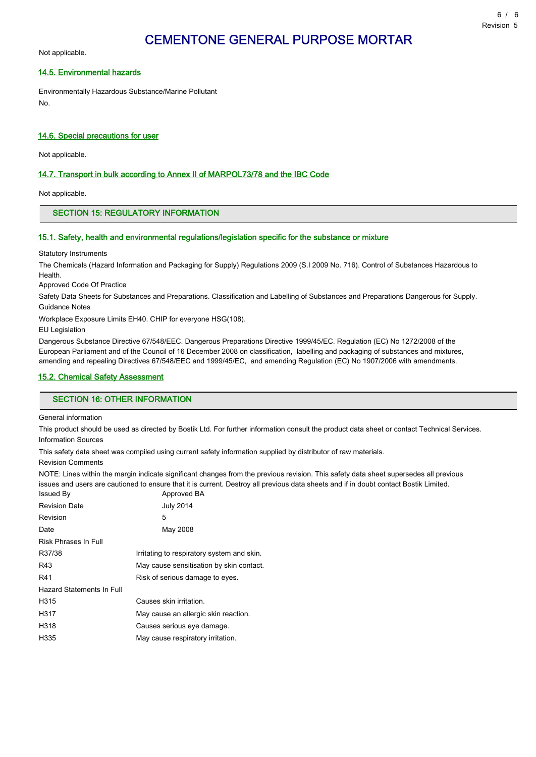Not applicable.

### 14.5. Environmental hazards

Environmentally Hazardous Substance/Marine Pollutant

No.

### 14.6. Special precautions for user

Not applicable.

### 14.7. Transport in bulk according to Annex II of MARPOL73/78 and the IBC Code

Not applicable.

## SECTION 15: REGULATORY INFORMATION

### 15.1. Safety, health and environmental regulations/legislation specific for the substance or mixture

Statutory Instruments

The Chemicals (Hazard Information and Packaging for Supply) Regulations 2009 (S.I 2009 No. 716). Control of Substances Hazardous to Health.

Approved Code Of Practice

Safety Data Sheets for Substances and Preparations. Classification and Labelling of Substances and Preparations Dangerous for Supply.

Guidance Notes

Workplace Exposure Limits EH40. CHIP for everyone HSG(108).

EU Legislation

Dangerous Substance Directive 67/548/EEC. Dangerous Preparations Directive 1999/45/EC. Regulation (EC) No 1272/2008 of the European Parliament and of the Council of 16 December 2008 on classification, labelling and packaging of substances and mixtures, amending and repealing Directives 67/548/EEC and 1999/45/EC, and amending Regulation (EC) No 1907/2006 with amendments.

### 15.2. Chemical Safety Assessment

## SECTION 16: OTHER INFORMATION

General information

This product should be used as directed by Bostik Ltd. For further information consult the product data sheet or contact Technical Services.

Information Sources

This safety data sheet was compiled using current safety information supplied by distributor of raw materials.

Revision Comments

NOTE: Lines within the margin indicate significant changes from the previous revision. This safety data sheet supersedes all previous issues and users are cautioned to ensure that it is current. Destroy all previous data sheets and if in doubt contact Bostik Limited.

| | |
|---|---|
| Issued By | Approved BA |
| Revision Date | July 2014 |
| Revision | 5 |
| Date | May 2008 |

Risk Phrases In Full

| | |
|---|---|
| R37/38 | Irritating to respiratory system and skin. |
| R43 | May cause sensitisation by skin contact. |
| R41 | Risk of serious damage to eyes. |

Hazard Statements In Full

| | |
|---|---|
| H315 | Causes skin irritation. |
| H317 | May cause an allergic skin reaction. |
| H318 | Causes serious eye damage. |
| H335 | May cause respiratory irritation. |